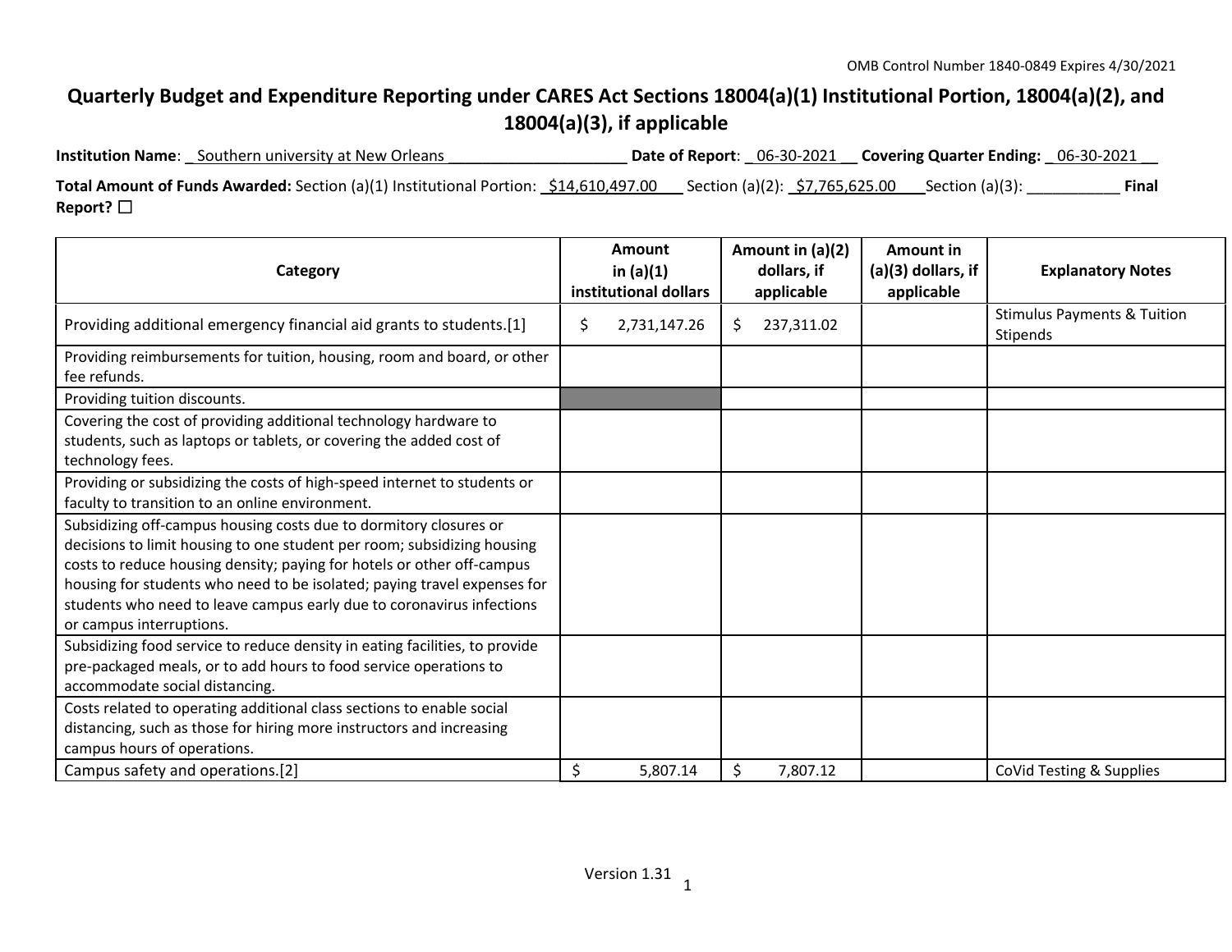OMB Control Number 1840-0849 Expires 4/30/2021

# Quarterly Budget and Expenditure Reporting under CARES Act Sections 18004(a)(1) Institutional Portion, 18004(a)(2), and 18004(a)(3), if applicable

**Institution Name**: _ Southern university at New Orleans _____________________ **Date of Report**: _ 06-30-2021 __ **Covering Quarter Ending:** _ 06-30-2021 __

**Total Amount of Funds Awarded:** Section (a)(1) Institutional Portion: _$14,610,497.00___ Section (a)(2): _$7,765,625.00___Section (a)(3): ___________ **Final Report?** ☐

| Category | Amount in (a)(1) institutional dollars | Amount in (a)(2) dollars, if applicable | Amount in (a)(3) dollars, if applicable | Explanatory Notes |
|---|---|---|---|---|
| Providing additional emergency financial aid grants to students.[1] | $ 2,731,147.26 | $ 237,311.02 | | Stimulus Payments & Tuition Stipends |
| Providing reimbursements for tuition, housing, room and board, or other fee refunds. | | | | |
| Providing tuition discounts. | | | | |
| Covering the cost of providing additional technology hardware to students, such as laptops or tablets, or covering the added cost of technology fees. | | | | |
| Providing or subsidizing the costs of high-speed internet to students or faculty to transition to an online environment. | | | | |
| Subsidizing off-campus housing costs due to dormitory closures or decisions to limit housing to one student per room; subsidizing housing costs to reduce housing density; paying for hotels or other off-campus housing for students who need to be isolated; paying travel expenses for students who need to leave campus early due to coronavirus infections or campus interruptions. | | | | |
| Subsidizing food service to reduce density in eating facilities, to provide pre-packaged meals, or to add hours to food service operations to accommodate social distancing. | | | | |
| Costs related to operating additional class sections to enable social distancing, such as those for hiring more instructors and increasing campus hours of operations. | | | | |
| Campus safety and operations.[2] | $ 5,807.14 | $ 7,807.12 | | CoVid Testing & Supplies |

Version 1.31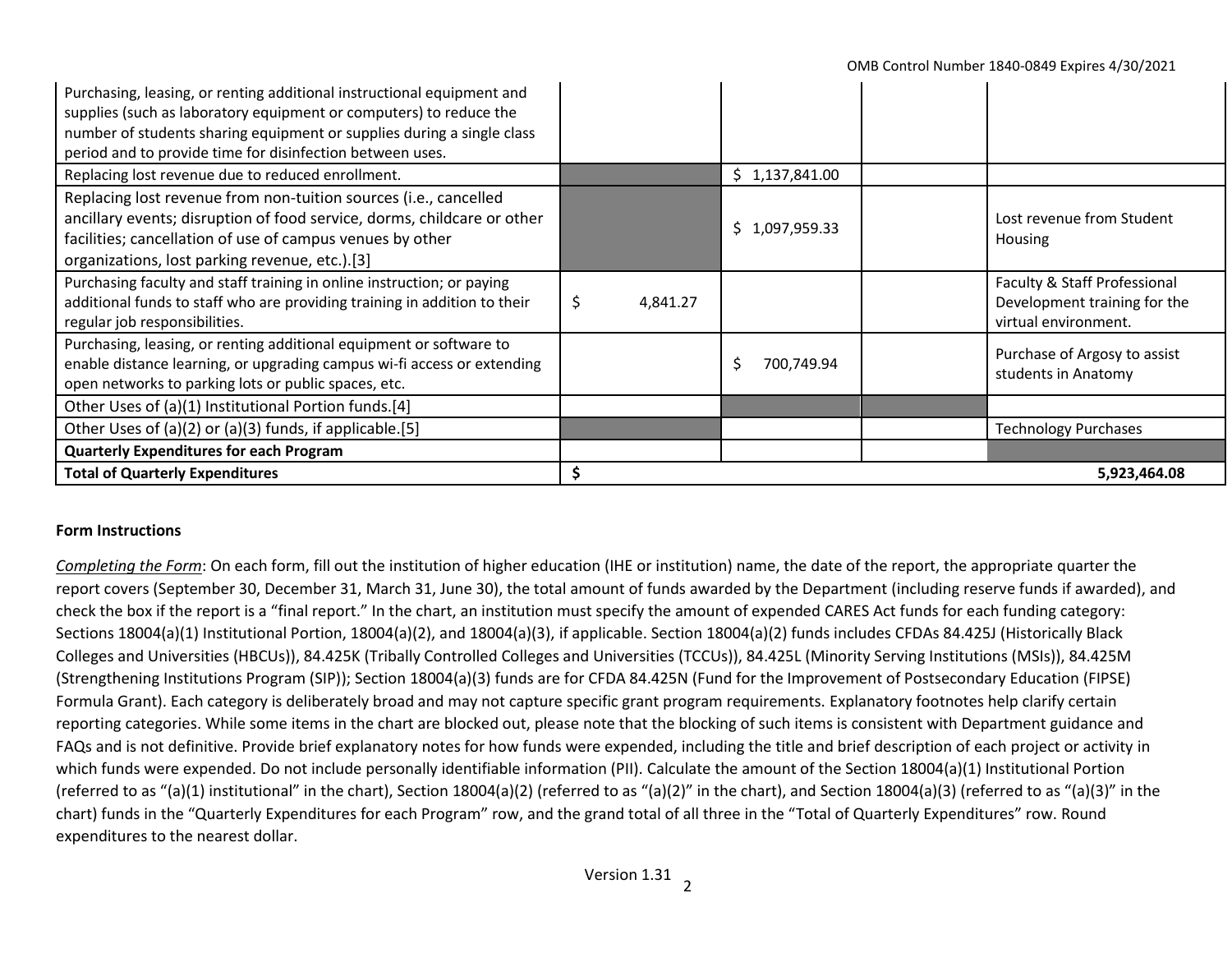| | | | | |
|---|---|---|---|---|
| Purchasing, leasing, or renting additional instructional equipment and supplies (such as laboratory equipment or computers) to reduce the number of students sharing equipment or supplies during a single class period and to provide time for disinfection between uses. | | | | |
| Replacing lost revenue due to reduced enrollment. | | $ 1,137,841.00 | | |
| Replacing lost revenue from non-tuition sources (i.e., cancelled ancillary events; disruption of food service, dorms, childcare or other facilities; cancellation of use of campus venues by other organizations, lost parking revenue, etc.).[3] | | $ 1,097,959.33 | | Lost revenue from Student Housing |
| Purchasing faculty and staff training in online instruction; or paying additional funds to staff who are providing training in addition to their regular job responsibilities. | $ 4,841.27 | | | Faculty & Staff Professional Development training for the virtual environment. |
| Purchasing, leasing, or renting additional equipment or software to enable distance learning, or upgrading campus wi-fi access or extending open networks to parking lots or public spaces, etc. | | $ 700,749.94 | | Purchase of Argosy to assist students in Anatomy |
| Other Uses of (a)(1) Institutional Portion funds.[4] | | | | |
| Other Uses of (a)(2) or (a)(3) funds, if applicable.[5] | | | | Technology Purchases |
| **Quarterly Expenditures for each Program** | | | | |
| **Total of Quarterly Expenditures** | **$** | | | **5,923,464.08** |

**Form Instructions**

*Completing the Form*: On each form, fill out the institution of higher education (IHE or institution) name, the date of the report, the appropriate quarter the report covers (September 30, December 31, March 31, June 30), the total amount of funds awarded by the Department (including reserve funds if awarded), and check the box if the report is a "final report." In the chart, an institution must specify the amount of expended CARES Act funds for each funding category: Sections 18004(a)(1) Institutional Portion, 18004(a)(2), and 18004(a)(3), if applicable. Section 18004(a)(2) funds includes CFDAs 84.425J (Historically Black Colleges and Universities (HBCUs)), 84.425K (Tribally Controlled Colleges and Universities (TCCUs)), 84.425L (Minority Serving Institutions (MSIs)), 84.425M (Strengthening Institutions Program (SIP)); Section 18004(a)(3) funds are for CFDA 84.425N (Fund for the Improvement of Postsecondary Education (FIPSE) Formula Grant). Each category is deliberately broad and may not capture specific grant program requirements. Explanatory footnotes help clarify certain reporting categories. While some items in the chart are blocked out, please note that the blocking of such items is consistent with Department guidance and FAQs and is not definitive. Provide brief explanatory notes for how funds were expended, including the title and brief description of each project or activity in which funds were expended. Do not include personally identifiable information (PII). Calculate the amount of the Section 18004(a)(1) Institutional Portion (referred to as "(a)(1) institutional" in the chart), Section 18004(a)(2) (referred to as "(a)(2)" in the chart), and Section 18004(a)(3) (referred to as "(a)(3)" in the chart) funds in the "Quarterly Expenditures for each Program" row, and the grand total of all three in the "Total of Quarterly Expenditures" row. Round expenditures to the nearest dollar.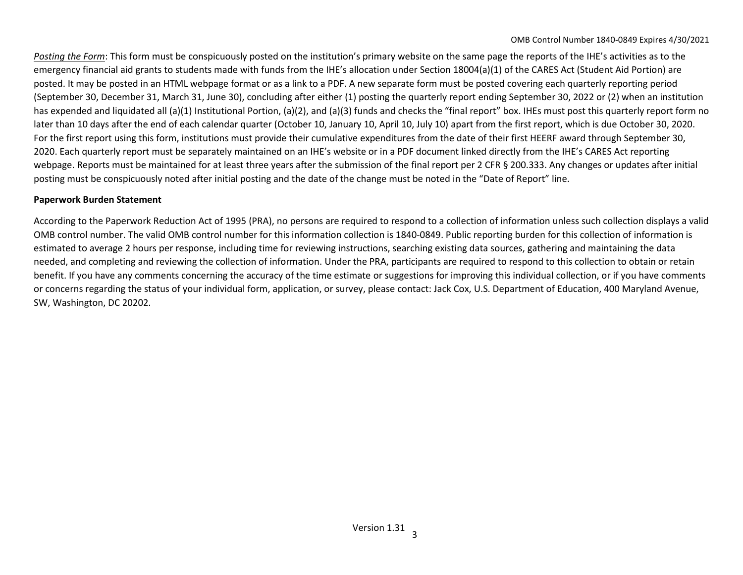*Posting the Form*: This form must be conspicuously posted on the institution's primary website on the same page the reports of the IHE's activities as to the emergency financial aid grants to students made with funds from the IHE's allocation under Section 18004(a)(1) of the CARES Act (Student Aid Portion) are posted. It may be posted in an HTML webpage format or as a link to a PDF. A new separate form must be posted covering each quarterly reporting period (September 30, December 31, March 31, June 30), concluding after either (1) posting the quarterly report ending September 30, 2022 or (2) when an institution has expended and liquidated all (a)(1) Institutional Portion, (a)(2), and (a)(3) funds and checks the "final report" box. IHEs must post this quarterly report form no later than 10 days after the end of each calendar quarter (October 10, January 10, April 10, July 10) apart from the first report, which is due October 30, 2020. For the first report using this form, institutions must provide their cumulative expenditures from the date of their first HEERF award through September 30, 2020. Each quarterly report must be separately maintained on an IHE's website or in a PDF document linked directly from the IHE's CARES Act reporting webpage. Reports must be maintained for at least three years after the submission of the final report per 2 CFR § 200.333. Any changes or updates after initial posting must be conspicuously noted after initial posting and the date of the change must be noted in the "Date of Report" line.

**Paperwork Burden Statement**

According to the Paperwork Reduction Act of 1995 (PRA), no persons are required to respond to a collection of information unless such collection displays a valid OMB control number. The valid OMB control number for this information collection is 1840-0849. Public reporting burden for this collection of information is estimated to average 2 hours per response, including time for reviewing instructions, searching existing data sources, gathering and maintaining the data needed, and completing and reviewing the collection of information. Under the PRA, participants are required to respond to this collection to obtain or retain benefit. If you have any comments concerning the accuracy of the time estimate or suggestions for improving this individual collection, or if you have comments or concerns regarding the status of your individual form, application, or survey, please contact: Jack Cox, U.S. Department of Education, 400 Maryland Avenue, SW, Washington, DC 20202.